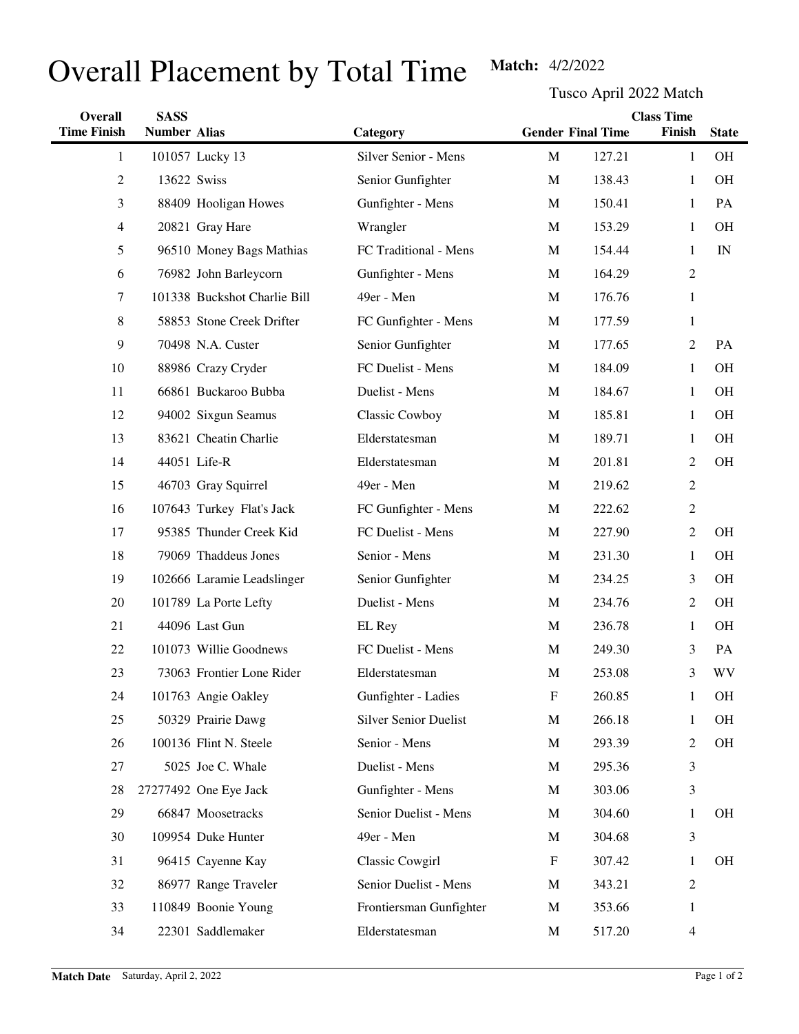# Overall Placement by Total Time

**Match:** 4/2/2022

Tusco April 2022 Match

| Overall Time Finish | SASS Number | Alias | Category | Gender | Final Time | Class Time Finish | State |
|---|---|---|---|---|---|---|---|
| 1 | 101057 | Lucky 13 | Silver Senior - Mens | M | 127.21 | 1 | OH |
| 2 | 13622 | Swiss | Senior Gunfighter | M | 138.43 | 1 | OH |
| 3 | 88409 | Hooligan Howes | Gunfighter - Mens | M | 150.41 | 1 | PA |
| 4 | 20821 | Gray Hare | Wrangler | M | 153.29 | 1 | OH |
| 5 | 96510 | Money Bags Mathias | FC Traditional - Mens | M | 154.44 | 1 | IN |
| 6 | 76982 | John Barleycorn | Gunfighter - Mens | M | 164.29 | 2 | |
| 7 | 101338 | Buckshot Charlie Bill | 49er - Men | M | 176.76 | 1 | |
| 8 | 58853 | Stone Creek Drifter | FC Gunfighter - Mens | M | 177.59 | 1 | |
| 9 | 70498 | N.A. Custer | Senior Gunfighter | M | 177.65 | 2 | PA |
| 10 | 88986 | Crazy Cryder | FC Duelist - Mens | M | 184.09 | 1 | OH |
| 11 | 66861 | Buckaroo Bubba | Duelist - Mens | M | 184.67 | 1 | OH |
| 12 | 94002 | Sixgun Seamus | Classic Cowboy | M | 185.81 | 1 | OH |
| 13 | 83621 | Cheatin Charlie | Elderstatesman | M | 189.71 | 1 | OH |
| 14 | 44051 | Life-R | Elderstatesman | M | 201.81 | 2 | OH |
| 15 | 46703 | Gray Squirrel | 49er - Men | M | 219.62 | 2 | |
| 16 | 107643 | Turkey Flat's Jack | FC Gunfighter - Mens | M | 222.62 | 2 | |
| 17 | 95385 | Thunder Creek Kid | FC Duelist - Mens | M | 227.90 | 2 | OH |
| 18 | 79069 | Thaddeus Jones | Senior - Mens | M | 231.30 | 1 | OH |
| 19 | 102666 | Laramie Leadslinger | Senior Gunfighter | M | 234.25 | 3 | OH |
| 20 | 101789 | La Porte Lefty | Duelist - Mens | M | 234.76 | 2 | OH |
| 21 | 44096 | Last Gun | EL Rey | M | 236.78 | 1 | OH |
| 22 | 101073 | Willie Goodnews | FC Duelist - Mens | M | 249.30 | 3 | PA |
| 23 | 73063 | Frontier Lone Rider | Elderstatesman | M | 253.08 | 3 | WV |
| 24 | 101763 | Angie Oakley | Gunfighter - Ladies | F | 260.85 | 1 | OH |
| 25 | 50329 | Prairie Dawg | Silver Senior Duelist | M | 266.18 | 1 | OH |
| 26 | 100136 | Flint N. Steele | Senior - Mens | M | 293.39 | 2 | OH |
| 27 | 5025 | Joe C. Whale | Duelist - Mens | M | 295.36 | 3 | |
| 28 | 27277492 | One Eye Jack | Gunfighter - Mens | M | 303.06 | 3 | |
| 29 | 66847 | Moosetracks | Senior Duelist - Mens | M | 304.60 | 1 | OH |
| 30 | 109954 | Duke Hunter | 49er - Men | M | 304.68 | 3 | |
| 31 | 96415 | Cayenne Kay | Classic Cowgirl | F | 307.42 | 1 | OH |
| 32 | 86977 | Range Traveler | Senior Duelist - Mens | M | 343.21 | 2 | |
| 33 | 110849 | Boonie Young | Frontiersman Gunfighter | M | 353.66 | 1 | |
| 34 | 22301 | Saddlemaker | Elderstatesman | M | 517.20 | 4 | |

**Match Date** Saturday, April 2, 2022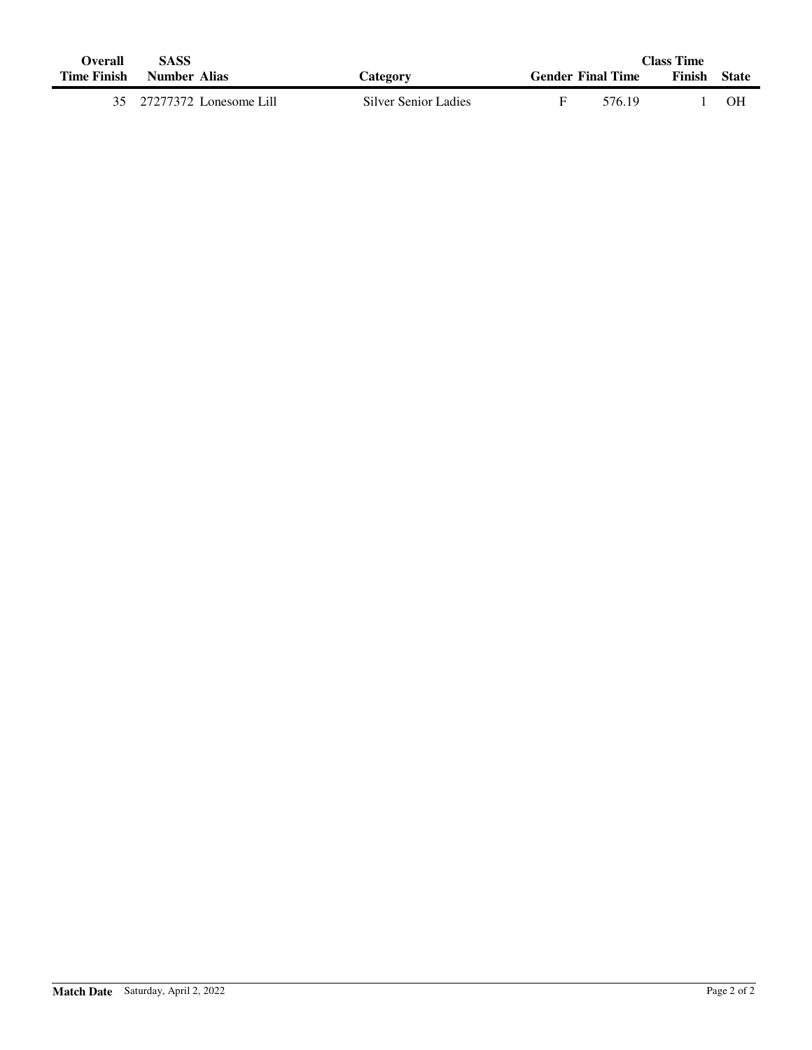| Overall Time Finish | SASS Number | Alias | Category | Gender | Final Time | Class Time Finish | State |
|---|---|---|---|---|---|---|---|
| 35 | 27277372 | Lonesome Lill | Silver Senior Ladies | F | 576.19 | 1 | OH |

**Match Date** Saturday, April 2, 2022